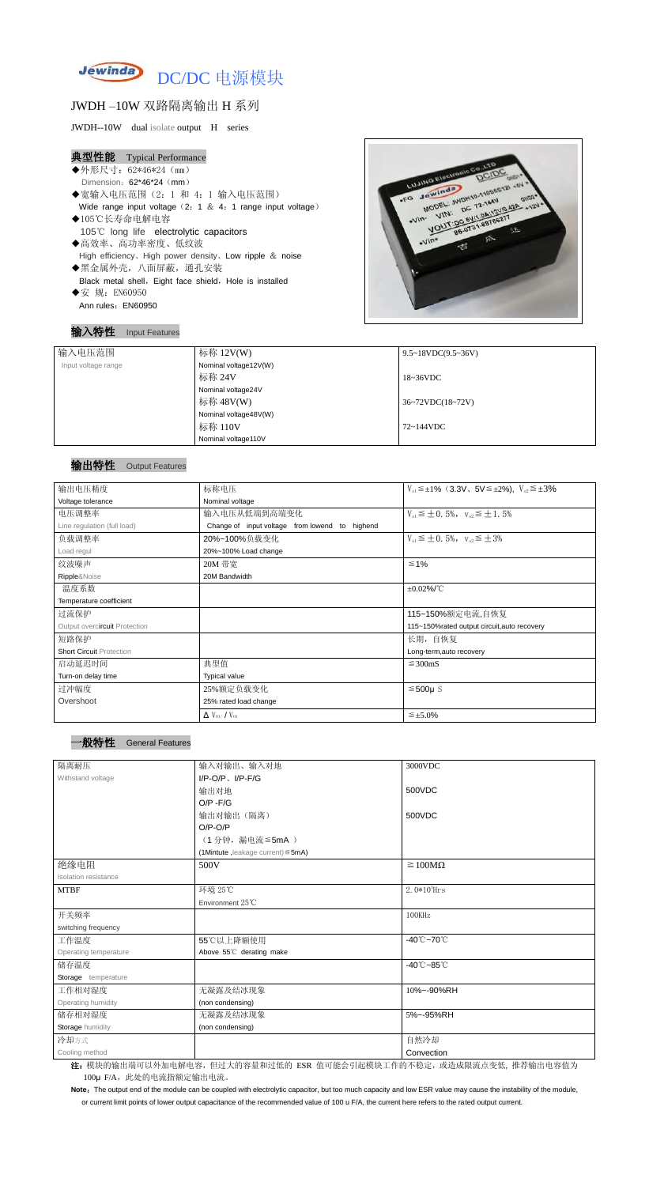# DC/DC 电源模块

## JWDH –10W 双路隔离输出 H 系列

JWDH--10W dual isolate output H series

### 典型性能 Typical Performance

- ◆外形尺寸：62*46*24（mm）
  Dimension：62*46*24（mm）
- ◆宽输入电压范围（2：1 和 4：1 输入电压范围）
  Wide range input voltage（2：1 & 4：1 range input voltage）
- ◆105℃长寿命电解电容
  105℃ long life electrolytic capacitors
- ◆高效率、高功率密度、低纹波
  High efficiency、High power density、Low ripple & noise
- ◆黑金属外壳，八面屏蔽，通孔安装
  Black metal shell，Eight face shield，Hole is installed
- ◆安 规：EN60950
  Ann rules：EN60950

### 输入特性 Input Features

| 输入电压范围 Input voltage range | 标称 12V(W) Nominal voltage12V(W) | 9.5~18VDC(9.5~36V) |
|---|---|---|
| | 标称 24V Nominal voltage24V | 18~36VDC |
| | 标称 48V(W) Nominal voltage48V(W) | 36~72VDC(18~72V) |
| | 标称 110V Nominal voltage110V | 72~144VDC |

### 输出特性 Output Features

| 输出电压精度 Voltage tolerance | 标称电压 Nominal voltage | $V_{o1}$≦±1%（3.3V、5V≦±2%），$V_{o2}$≦±3% |
|---|---|---|
| 电压调整率 Line regulation (full load) | 输入电压从低端到高端变化 Change of input voltage from lowend to highend | $V_{o1}$≦±0.5%，$V_{o2}$≦±1.5% |
| 负载调整率 Load regul | 20%~100%负载变化 20%~100% Load change | $V_{o1}$≦±0.5%，$V_{o2}$≦±3% |
| 纹波噪声 Ripple&Noise | 20M 带宽 20M Bandwidth | ≦1% |
| 温度系数 Temperature coefficient | | ±0.02%/℃ |
| 过流保护 Output overcircuit Protection | | 115~150%额定电流,自恢复 115~150%rated output circuit,auto recovery |
| 短路保护 Short Circuit Protection | | 长期，自恢复 Long-term,auto recovery |
| 启动延迟时间 Turn-on delay time | 典型值 Typical value | ≦300mS |
| 过冲幅度 Overshoot | 25%额定负载变化 25% rated load change | ≦500μS |
| | $\Delta V_{01}/V_{01}$ | ≦±5.0% |

### 一般特性 General Features

| 隔离耐压 Withstand voltage | 输入对输出、输入对地 I/P-O/P、I/P-F/G | 3000VDC |
|---|---|---|
| | 输出对地 O/P -F/G | 500VDC |
| | 输出对输出（隔离） O/P-O/P | 500VDC |
| | （1 分钟，漏电流≦5mA ） (1Mintute ,leakage current)≦5mA) | |
| 绝缘电阻 Isolation resistance | 500V | ≧100MΩ |
| MTBF | 环境 25℃ Environment 25℃ | $2.0*10^5$Hrs |
| 开关频率 switching frequency | | 100KHz |
| 工作温度 Operating temperature | 55℃以上降额使用 Above 55℃ derating make | -40℃~70℃ |
| 储存温度 Storage temperature | | -40℃~85℃ |
| 工作相对湿度 Operating humidity | 无凝露及结冰现象 (non condensing) | 10%~-90%RH |
| 储存相对湿度 Storage humidity | 无凝露及结冰现象 (non condensing) | 5%~-95%RH |
| 冷却方式 Cooling method | | 自然冷却 Convection |

**注：**模块的输出端可以外加电解电容，但过大的容量和过低的 ESR 值可能会引起模块工作的不稳定，或造成限流点变低，推荐输出电容值为 100μ F/A，此处的电流指额定输出电流。

**Note：**The output end of the module can be coupled with electrolytic capacitor, but too much capacity and low ESR value may cause the instability of the module, or current limit points of lower output capacitance of the recommended value of 100 u F/A, the current here refers to the rated output current.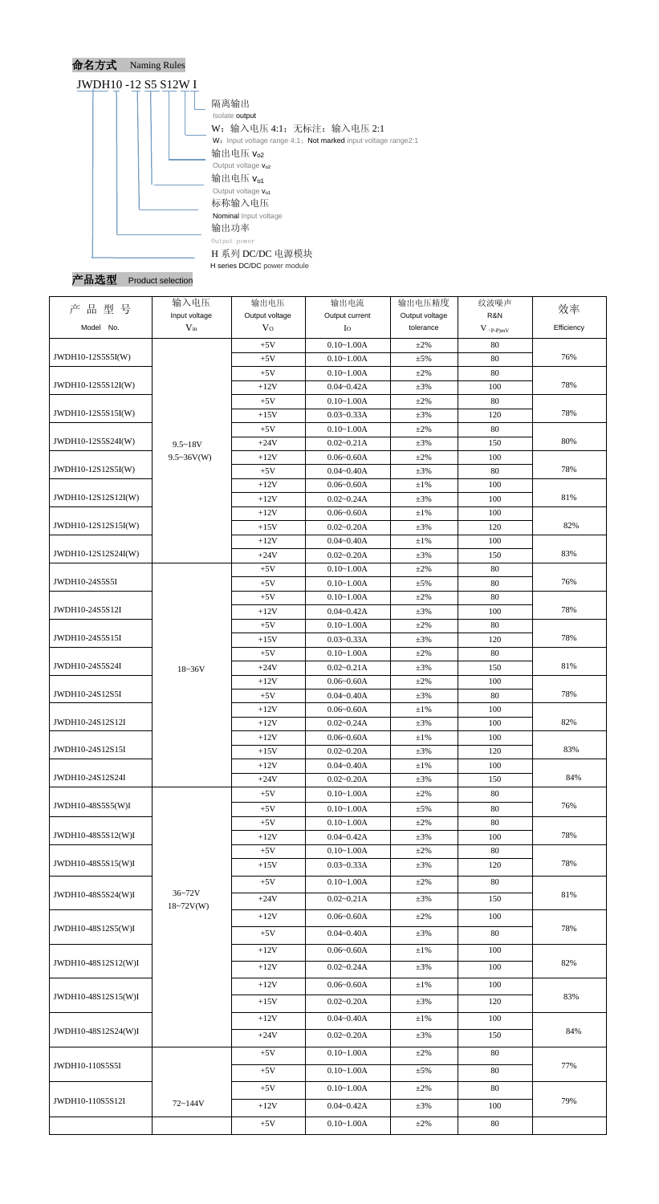## 命名方式 Naming Rules

JWDH10 -12 S5 S12W I

- I：隔离输出 Isolate output
- W：输入电压 4:1；无标注：输入电压 2:1
  W：Input voltage range 4:1；Not marked input voltage range2:1
- S12：输出电压 $V_{o2}$ Output voltage $V_{o2}$
- S5：输出电压 $V_{o1}$ Output voltage $V_{o1}$
- 12：标称输入电压 Nominal input voltage
- 10：输出功率 Output power
- JWDH：H 系列 DC/DC 电源模块 H series DC/DC power module

## 产品选型 Product selection

| 产品型号 Model No. | 输入电压 Input voltage $V_{in}$ | 输出电压 Output voltage $V_O$ | 输出电流 Output current $I_O$ | 输出电压精度 Output voltage tolerance | 纹波噪声 R&N $V_{(P-P)mV}$ | 效率 Efficiency |
|---|---|---|---|---|---|---|
| JWDH10-12S5S5I(W) | 9.5~18V 9.5~36V(W) | +5V | 0.10~1.00A | ±2% | 80 | 76% |
| | | +5V | 0.10~1.00A | ±5% | 80 | |
| JWDH10-12S5S12I(W) | | +5V | 0.10~1.00A | ±2% | 80 | 78% |
| | | +12V | 0.04~0.42A | ±3% | 100 | |
| JWDH10-12S5S15I(W) | | +5V | 0.10~1.00A | ±2% | 80 | 78% |
| | | +15V | 0.03~0.33A | ±3% | 120 | |
| JWDH10-12S5S24I(W) | | +5V | 0.10~1.00A | ±2% | 80 | 80% |
| | | +24V | 0.02~0.21A | ±3% | 150 | |
| JWDH10-12S12S5I(W) | | +12V | 0.06~0.60A | ±2% | 100 | 78% |
| | | +5V | 0.04~0.40A | ±3% | 80 | |
| JWDH10-12S12S12I(W) | | +12V | 0.06~0.60A | ±1% | 100 | 81% |
| | | +12V | 0.02~0.24A | ±3% | 100 | |
| JWDH10-12S12S15I(W) | | +12V | 0.06~0.60A | ±1% | 100 | 82% |
| | | +15V | 0.02~0.20A | ±3% | 120 | |
| JWDH10-12S12S24I(W) | | +12V | 0.04~0.40A | ±1% | 100 | 83% |
| | | +24V | 0.02~0.20A | ±3% | 150 | |
| JWDH10-24S5S5I | 18~36V | +5V | 0.10~1.00A | ±2% | 80 | 76% |
| | | +5V | 0.10~1.00A | ±5% | 80 | |
| JWDH10-24S5S12I | | +5V | 0.10~1.00A | ±2% | 80 | 78% |
| | | +12V | 0.04~0.42A | ±3% | 100 | |
| JWDH10-24S5S15I | | +5V | 0.10~1.00A | ±2% | 80 | 78% |
| | | +15V | 0.03~0.33A | ±3% | 120 | |
| JWDH10-24S5S24I | | +5V | 0.10~1.00A | ±2% | 80 | 81% |
| | | +24V | 0.02~0.21A | ±3% | 150 | |
| JWDH10-24S12S5I | | +12V | 0.06~0.60A | ±2% | 100 | 78% |
| | | +5V | 0.04~0.40A | ±3% | 80 | |
| JWDH10-24S12S12I | | +12V | 0.06~0.60A | ±1% | 100 | 82% |
| | | +12V | 0.02~0.24A | ±3% | 100 | |
| JWDH10-24S12S15I | | +12V | 0.06~0.60A | ±1% | 100 | 83% |
| | | +15V | 0.02~0.20A | ±3% | 120 | |
| JWDH10-24S12S24I | | +12V | 0.04~0.40A | ±1% | 100 | 84% |
| | | +24V | 0.02~0.20A | ±3% | 150 | |
| JWDH10-48S5S5(W)I | 36~72V 18~72V(W) | +5V | 0.10~1.00A | ±2% | 80 | 76% |
| | | +5V | 0.10~1.00A | ±5% | 80 | |
| JWDH10-48S5S12(W)I | | +5V | 0.10~1.00A | ±2% | 80 | 78% |
| | | +12V | 0.04~0.42A | ±3% | 100 | |
| JWDH10-48S5S15(W)I | | +5V | 0.10~1.00A | ±2% | 80 | 78% |
| | | +15V | 0.03~0.33A | ±3% | 120 | |
| JWDH10-48S5S24(W)I | | +5V | 0.10~1.00A | ±2% | 80 | 81% |
| | | +24V | 0.02~0.21A | ±3% | 150 | |
| JWDH10-48S12S5(W)I | | +12V | 0.06~0.60A | ±2% | 100 | 78% |
| | | +5V | 0.04~0.40A | ±3% | 80 | |
| JWDH10-48S12S12(W)I | | +12V | 0.06~0.60A | ±1% | 100 | 82% |
| | | +12V | 0.02~0.24A | ±3% | 100 | |
| JWDH10-48S12S15(W)I | | +12V | 0.06~0.60A | ±1% | 100 | 83% |
| | | +15V | 0.02~0.20A | ±3% | 120 | |
| JWDH10-48S12S24(W)I | | +12V | 0.04~0.40A | ±1% | 100 | 84% |
| | | +24V | 0.02~0.20A | ±3% | 150 | |
| JWDH10-110S5S5I | 72~144V | +5V | 0.10~1.00A | ±2% | 80 | 77% |
| | | +5V | 0.10~1.00A | ±5% | 80 | |
| JWDH10-110S5S12I | | +5V | 0.10~1.00A | ±2% | 80 | 79% |
| | | +12V | 0.04~0.42A | ±3% | 100 | |
| | | +5V | 0.10~1.00A | ±2% | 80 | |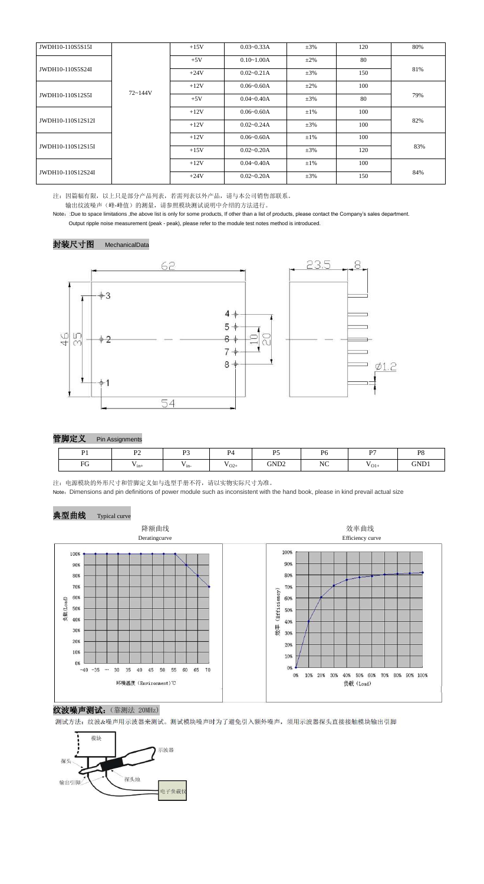| | | | | | | |
|---|---|---|---|---|---|---|
| JWDH10-110S5S15I | 72~144V | +15V | 0.03~0.33A | ±3% | 120 | 80% |
| JWDH10-110S5S24I | | +5V | 0.10~1.00A | ±2% | 80 | 81% |
| | | +24V | 0.02~0.21A | ±3% | 150 | |
| JWDH10-110S12S5I | | +12V | 0.06~0.60A | ±2% | 100 | 79% |
| | | +5V | 0.04~0.40A | ±3% | 80 | |
| JWDH10-110S12S12I | | +12V | 0.06~0.60A | ±1% | 100 | 82% |
| | | +12V | 0.02~0.24A | ±3% | 100 | |
| JWDH10-110S12S15I | | +12V | 0.06~0.60A | ±1% | 100 | 83% |
| | | +15V | 0.02~0.20A | ±3% | 120 | |
| JWDH10-110S12S24I | | +12V | 0.04~0.40A | ±1% | 100 | 84% |
| | | +24V | 0.02~0.20A | ±3% | 150 | |

注：因篇幅有限，以上只是部分产品列表，若需列表以外产品，请与本公司销售部联系。

输出纹波噪声（峰-峰值）的测量，请参照模块测试说明中介绍的方法进行。

Note: :Due to space limitations ,the above list is only for some products, If other than a list of products, please contact the Company's sales department.

Output ripple noise measurement (peak - peak), please refer to the module test notes method is introduced.

## 封装尺寸图 MechanicalData

62
23.5
8
46
35
54
10
20
Ø1.2
1 2 3 4 5 6 7 8

## 管脚定义 Pin Assignments

| P1 | P2 | P3 | P4 | P5 | P6 | P7 | P8 |
|---|---|---|---|---|---|---|---|
| FG | $V_{in+}$ | $V_{in-}$ | $V_{O2+}$ | GND2 | NC | $V_{O1+}$ | GND1 |

注：电源模块的外形尺寸和管脚定义如与选型手册不符，请以实物实际尺寸为准。

Note: Dimensions and pin definitions of power module such as inconsistent with the hand book, please in kind prevail actual size

## 典型曲线 Typical curve

降额曲线
Deratingcurve

负载(Load)
100% 90% 80% 70% 60% 50% 40% 30% 20% 10% 0%
-40 -35 ··· 30 35 40 45 50 55 60 65 70
环境温度 (Environment)℃

效率曲线
Efficiency curve

效率 (Efficiency)
100% 90% 80% 70% 60% 50% 40% 30% 20% 10% 0%
0% 10% 20% 30% 40% 50% 60% 70% 80% 90% 100%
负载 (Load)

## 纹波噪声测试：(靠测法 20MHz)

测试方法：纹波&噪声用示波器来测试。测试模块噪声时为了避免引入额外噪声，须用示波器探头直接接触模块输出引脚

模块
示波器
探头
探头地
输出引脚
电子负载仪